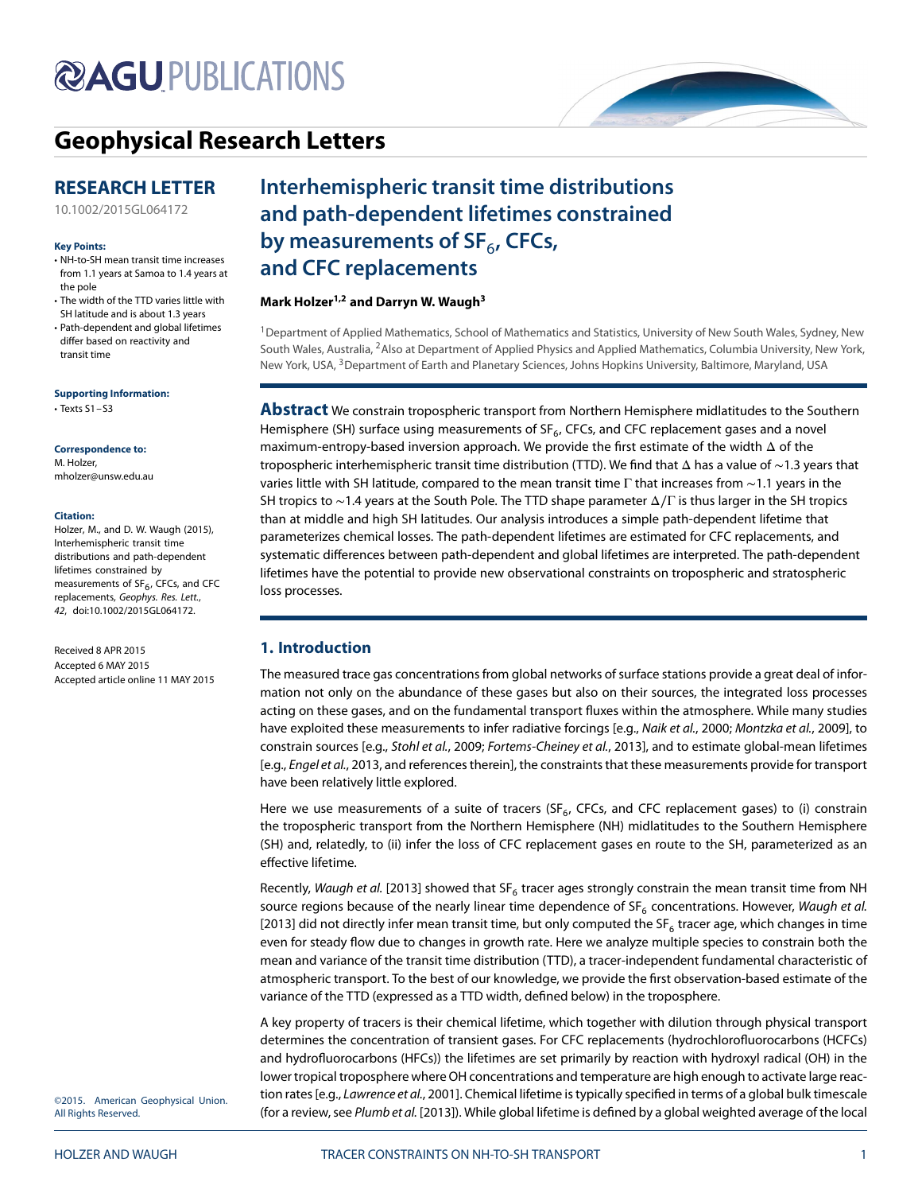# Geophysical Research Letters

## RESEARCH LETTER

10.1002/2015GL064172

**Key Points:**

- NH-to-SH mean transit time increases from 1.1 years at Samoa to 1.4 years at the pole
- The width of the TTD varies little with SH latitude and is about 1.3 years
- Path-dependent and global lifetimes differ based on reactivity and transit time

**Supporting Information:**

- Texts S1–S3

**Correspondence to:**

M. Holzer,
mholzer@unsw.edu.au

**Citation:**

Holzer, M., and D. W. Waugh (2015), Interhemispheric transit time distributions and path-dependent lifetimes constrained by measurements of $SF_6$, CFCs, and CFC replacements, *Geophys. Res. Lett.*, *42*, doi:10.1002/2015GL064172.

Received 8 APR 2015
Accepted 6 MAY 2015
Accepted article online 11 MAY 2015

©2015. American Geophysical Union. All Rights Reserved.

# Interhemispheric transit time distributions and path-dependent lifetimes constrained by measurements of $SF_6$, CFCs, and CFC replacements

**Mark Holzer[1,2] and Darryn W. Waugh[3]**

[1]Department of Applied Mathematics, School of Mathematics and Statistics, University of New South Wales, Sydney, New South Wales, Australia, [2]Also at Department of Applied Physics and Applied Mathematics, Columbia University, New York, New York, USA, [3]Department of Earth and Planetary Sciences, Johns Hopkins University, Baltimore, Maryland, USA

**Abstract** We constrain tropospheric transport from Northern Hemisphere midlatitudes to the Southern Hemisphere (SH) surface using measurements of $SF_6$, CFCs, CFC replacement gases and a novel maximum-entropy-based inversion approach. We provide the first estimate of the width $\Delta$ of the tropospheric interhemispheric transit time distribution (TTD). We find that $\Delta$ has a value of ~1.3 years that varies little with SH latitude, compared to the mean transit time $\Gamma$ that increases from ~1.1 years in the SH tropics to ~1.4 years at the South Pole. The TTD shape parameter $\Delta/\Gamma$ is thus larger in the SH tropics than at middle and high SH latitudes. Our analysis introduces a simple path-dependent lifetime that parameterizes chemical losses. The path-dependent lifetimes are estimated for CFC replacements, and systematic differences between path-dependent and global lifetimes are interpreted. The path-dependent lifetimes have the potential to provide new observational constraints on tropospheric and stratospheric loss processes.

## 1. Introduction

The measured trace gas concentrations from global networks of surface stations provide a great deal of information not only on the abundance of these gases but also on their sources, the integrated loss processes acting on these gases, and on the fundamental transport fluxes within the atmosphere. While many studies have exploited these measurements to infer radiative forcings [e.g., *Naik et al.*, 2000; *Montzka et al.*, 2009], to constrain sources [e.g., *Stohl et al.*, 2009; *Fortems-Cheiney et al.*, 2013], and to estimate global-mean lifetimes [e.g., *Engel et al.*, 2013, and references therein], the constraints that these measurements provide for transport have been relatively little explored.

Here we use measurements of a suite of tracers ($SF_6$, CFCs, and CFC replacement gases) to (i) constrain the tropospheric transport from the Northern Hemisphere (NH) midlatitudes to the Southern Hemisphere (SH) and, relatedly, to (ii) infer the loss of CFC replacement gases en route to the SH, parameterized as an effective lifetime.

Recently, *Waugh et al.* [2013] showed that $SF_6$ tracer ages strongly constrain the mean transit time from NH source regions because of the nearly linear time dependence of $SF_6$ concentrations. However, *Waugh et al.* [2013] did not directly infer mean transit time, but only computed the $SF_6$ tracer age, which changes in time even for steady flow due to changes in growth rate. Here we analyze multiple species to constrain both the mean and variance of the transit time distribution (TTD), a tracer-independent fundamental characteristic of atmospheric transport. To the best of our knowledge, we provide the first observation-based estimate of the variance of the TTD (expressed as a TTD width, defined below) in the troposphere.

A key property of tracers is their chemical lifetime, which together with dilution through physical transport determines the concentration of transient gases. For CFC replacements (hydrochlorofluorocarbons (HCFCs) and hydrofluorocarbons (HFCs)) the lifetimes are set primarily by reaction with hydroxyl radical (OH) in the lower tropical troposphere where OH concentrations and temperature are high enough to activate large reaction rates [e.g., *Lawrence et al.*, 2001]. Chemical lifetime is typically specified in terms of a global bulk timescale (for a review, see *Plumb et al.* [2013]). While global lifetime is defined by a global weighted average of the local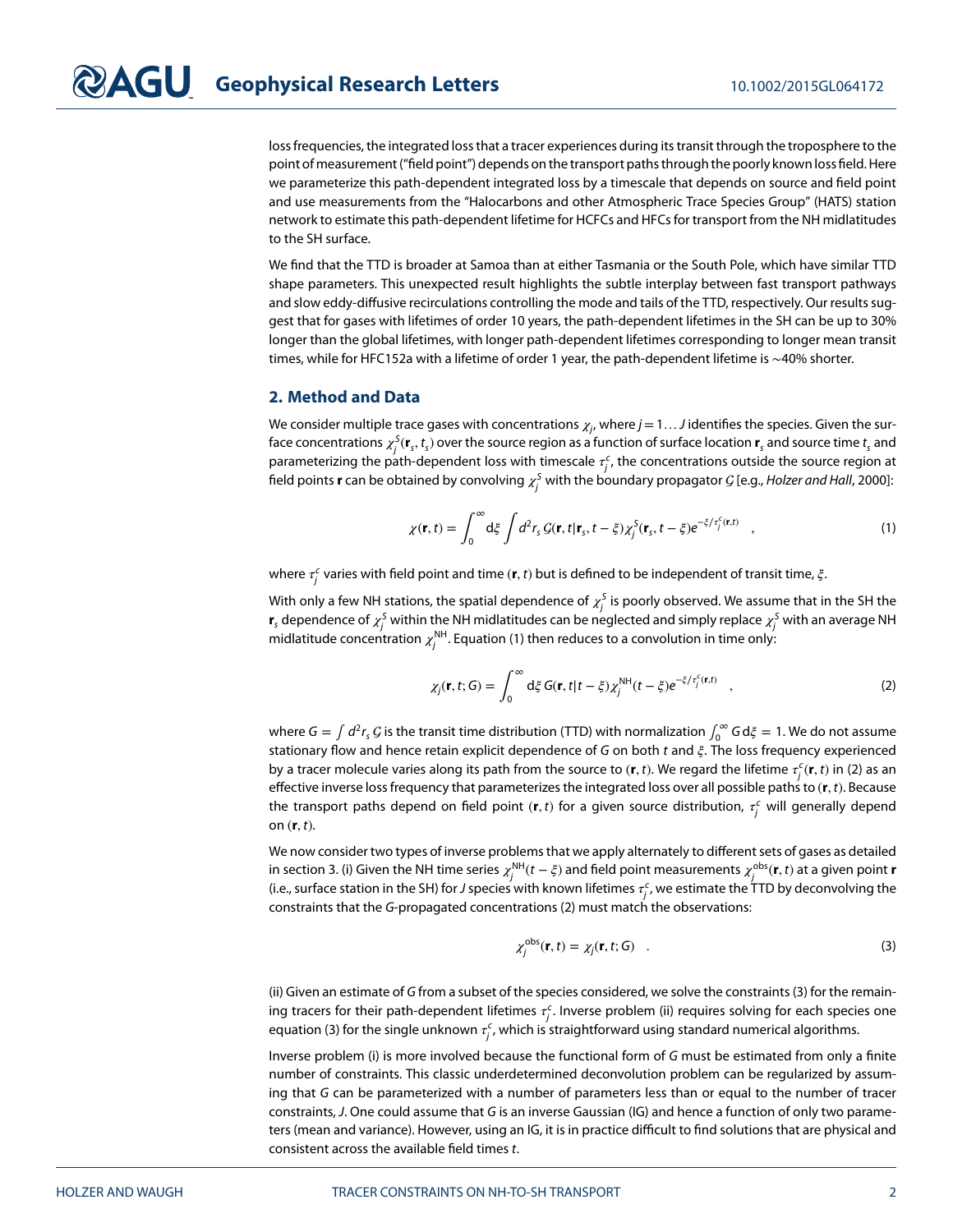loss frequencies, the integrated loss that a tracer experiences during its transit through the troposphere to the point of measurement ("field point") depends on the transport paths through the poorly known loss field. Here we parameterize this path-dependent integrated loss by a timescale that depends on source and field point and use measurements from the "Halocarbons and other Atmospheric Trace Species Group" (HATS) station network to estimate this path-dependent lifetime for HCFCs and HFCs for transport from the NH midlatitudes to the SH surface.

We find that the TTD is broader at Samoa than at either Tasmania or the South Pole, which have similar TTD shape parameters. This unexpected result highlights the subtle interplay between fast transport pathways and slow eddy-diffusive recirculations controlling the mode and tails of the TTD, respectively. Our results suggest that for gases with lifetimes of order 10 years, the path-dependent lifetimes in the SH can be up to 30% longer than the global lifetimes, with longer path-dependent lifetimes corresponding to longer mean transit times, while for HFC152a with a lifetime of order 1 year, the path-dependent lifetime is ∼40% shorter.

## 2. Method and Data

We consider multiple trace gases with concentrations $\chi_j$, where $j = 1 \dots J$ identifies the species. Given the surface concentrations $\chi_j^S(\mathbf{r}_s, t_s)$ over the source region as a function of surface location $\mathbf{r}_s$ and source time $t_s$ and parameterizing the path-dependent loss with timescale $\tau_j^c$, the concentrations outside the source region at field points $\mathbf{r}$ can be obtained by convolving $\chi_j^S$ with the boundary propagator $\mathcal{G}$ [e.g., *Holzer and Hall*, 2000]:

$$\chi(\mathbf{r}, t) = \int_0^\infty \mathrm{d}\xi \int d^2 r_s \, \mathcal{G}(\mathbf{r}, t | \mathbf{r}_s, t - \xi) \chi_j^S(\mathbf{r}_s, t - \xi) e^{-\xi / \tau_j^c(\mathbf{r}, t)} \quad , \tag{1}$$

where $\tau_j^c$ varies with field point and time $(\mathbf{r}, t)$ but is defined to be independent of transit time, $\xi$.

With only a few NH stations, the spatial dependence of $\chi_j^S$ is poorly observed. We assume that in the SH the $\mathbf{r}_s$ dependence of $\chi_j^S$ within the NH midlatitudes can be neglected and simply replace $\chi_j^S$ with an average NH midlatitude concentration $\chi_j^{\mathrm{NH}}$. Equation (1) then reduces to a convolution in time only:

$$\chi_j(\mathbf{r}, t; G) = \int_0^\infty \mathrm{d}\xi \, G(\mathbf{r}, t | t - \xi) \chi_j^{\mathrm{NH}}(t - \xi) e^{-\xi / \tau_j^c(\mathbf{r}, t)} \quad , \tag{2}$$

where $G = \int d^2 r_s \, \mathcal{G}$ is the transit time distribution (TTD) with normalization $\int_0^\infty G \, \mathrm{d}\xi = 1$. We do not assume stationary flow and hence retain explicit dependence of $G$ on both $t$ and $\xi$. The loss frequency experienced by a tracer molecule varies along its path from the source to $(\mathbf{r}, t)$. We regard the lifetime $\tau_j^c(\mathbf{r}, t)$ in (2) as an effective inverse loss frequency that parameterizes the integrated loss over all possible paths to $(\mathbf{r}, t)$. Because the transport paths depend on field point $(\mathbf{r}, t)$ for a given source distribution, $\tau_j^c$ will generally depend on $(\mathbf{r}, t)$.

We now consider two types of inverse problems that we apply alternately to different sets of gases as detailed in section 3. (i) Given the NH time series $\chi_j^{\mathrm{NH}}(t - \xi)$ and field point measurements $\chi_j^{\mathrm{obs}}(\mathbf{r}, t)$ at a given point $\mathbf{r}$ (i.e., surface station in the SH) for $J$ species with known lifetimes $\tau_j^c$, we estimate the TTD by deconvolving the constraints that the $G$-propagated concentrations (2) must match the observations:

$$\chi_j^{\mathrm{obs}}(\mathbf{r}, t) = \chi_j(\mathbf{r}, t; G) \quad . \tag{3}$$

(ii) Given an estimate of $G$ from a subset of the species considered, we solve the constraints (3) for the remaining tracers for their path-dependent lifetimes $\tau_j^c$. Inverse problem (ii) requires solving for each species one equation (3) for the single unknown $\tau_j^c$, which is straightforward using standard numerical algorithms.

Inverse problem (i) is more involved because the functional form of $G$ must be estimated from only a finite number of constraints. This classic underdetermined deconvolution problem can be regularized by assuming that $G$ can be parameterized with a number of parameters less than or equal to the number of tracer constraints, $J$. One could assume that $G$ is an inverse Gaussian (IG) and hence a function of only two parameters (mean and variance). However, using an IG, it is in practice difficult to find solutions that are physical and consistent across the available field times $t$.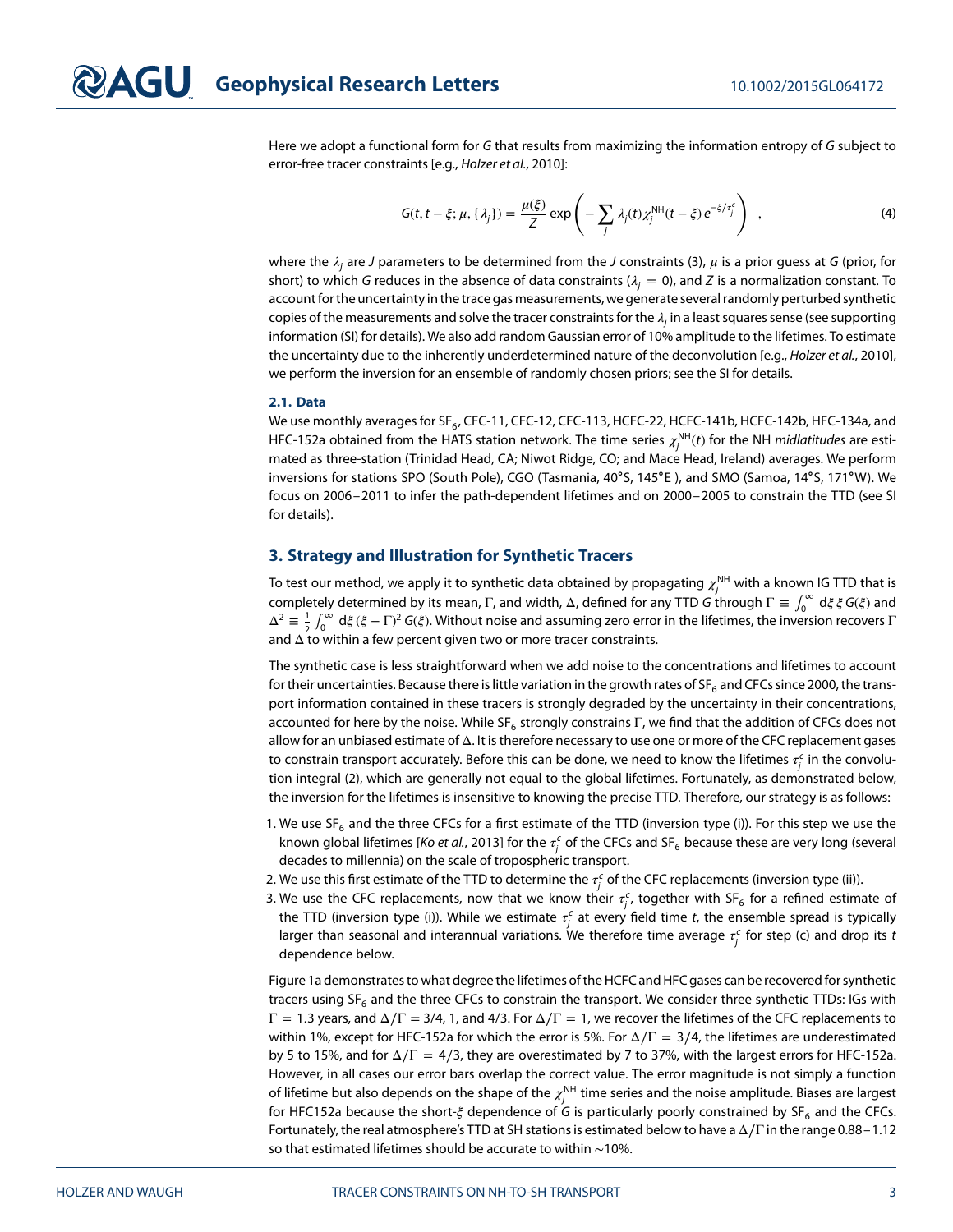Here we adopt a functional form for $G$ that results from maximizing the information entropy of $G$ subject to error-free tracer constraints [e.g., *Holzer et al.*, 2010]:

$$G(t, t-\xi; \mu, \{\lambda_j\}) = \frac{\mu(\xi)}{Z} \exp\left( -\sum_j \lambda_j(t) \chi_j^{\mathrm{NH}}(t-\xi)\, e^{-\xi/\tau_j^c} \right) \quad , \tag{4}$$

where the $\lambda_j$ are $J$ parameters to be determined from the $J$ constraints (3), $\mu$ is a prior guess at $G$ (prior, for short) to which $G$ reduces in the absence of data constraints ($\lambda_j = 0$), and $Z$ is a normalization constant. To account for the uncertainty in the trace gas measurements, we generate several randomly perturbed synthetic copies of the measurements and solve the tracer constraints for the $\lambda_j$ in a least squares sense (see supporting information (SI) for details). We also add random Gaussian error of 10% amplitude to the lifetimes. To estimate the uncertainty due to the inherently underdetermined nature of the deconvolution [e.g., *Holzer et al.*, 2010], we perform the inversion for an ensemble of randomly chosen priors; see the SI for details.

### 2.1. Data

We use monthly averages for $SF_6$, CFC-11, CFC-12, CFC-113, HCFC-22, HCFC-141b, HCFC-142b, HFC-134a, and HFC-152a obtained from the HATS station network. The time series $\chi_j^{\mathrm{NH}}(t)$ for the NH *midlatitudes* are estimated as three-station (Trinidad Head, CA; Niwot Ridge, CO; and Mace Head, Ireland) averages. We perform inversions for stations SPO (South Pole), CGO (Tasmania, 40°S, 145°E ), and SMO (Samoa, 14°S, 171°W). We focus on 2006–2011 to infer the path-dependent lifetimes and on 2000–2005 to constrain the TTD (see SI for details).

## 3. Strategy and Illustration for Synthetic Tracers

To test our method, we apply it to synthetic data obtained by propagating $\chi_j^{\mathrm{NH}}$ with a known IG TTD that is completely determined by its mean, $\Gamma$, and width, $\Delta$, defined for any TTD $G$ through $\Gamma \equiv \int_0^\infty \mathrm{d}\xi\, \xi\, G(\xi)$ and $\Delta^2 \equiv \frac{1}{2}\int_0^\infty \mathrm{d}\xi\, (\xi - \Gamma)^2\, G(\xi)$. Without noise and assuming zero error in the lifetimes, the inversion recovers $\Gamma$ and $\Delta$ to within a few percent given two or more tracer constraints.

The synthetic case is less straightforward when we add noise to the concentrations and lifetimes to account for their uncertainties. Because there is little variation in the growth rates of $SF_6$ and CFCs since 2000, the transport information contained in these tracers is strongly degraded by the uncertainty in their concentrations, accounted for here by the noise. While $SF_6$ strongly constrains $\Gamma$, we find that the addition of CFCs does not allow for an unbiased estimate of $\Delta$. It is therefore necessary to use one or more of the CFC replacement gases to constrain transport accurately. Before this can be done, we need to know the lifetimes $\tau_j^c$ in the convolution integral (2), which are generally not equal to the global lifetimes. Fortunately, as demonstrated below, the inversion for the lifetimes is insensitive to knowing the precise TTD. Therefore, our strategy is as follows:

1. We use $SF_6$ and the three CFCs for a first estimate of the TTD (inversion type (i)). For this step we use the known global lifetimes [*Ko et al.*, 2013] for the $\tau_j^c$ of the CFCs and $SF_6$ because these are very long (several decades to millennia) on the scale of tropospheric transport.
2. We use this first estimate of the TTD to determine the $\tau_j^c$ of the CFC replacements (inversion type (ii)).
3. We use the CFC replacements, now that we know their $\tau_j^c$, together with $SF_6$ for a refined estimate of the TTD (inversion type (i)). While we estimate $\tau_j^c$ at every field time $t$, the ensemble spread is typically larger than seasonal and interannual variations. We therefore time average $\tau_j^c$ for step (c) and drop its $t$ dependence below.

Figure 1a demonstrates to what degree the lifetimes of the HCFC and HFC gases can be recovered for synthetic tracers using $SF_6$ and the three CFCs to constrain the transport. We consider three synthetic TTDs: IGs with $\Gamma = 1.3$ years, and $\Delta/\Gamma = 3/4$, 1, and 4/3. For $\Delta/\Gamma = 1$, we recover the lifetimes of the CFC replacements to within 1%, except for HFC-152a for which the error is 5%. For $\Delta/\Gamma = 3/4$, the lifetimes are underestimated by 5 to 15%, and for $\Delta/\Gamma = 4/3$, they are overestimated by 7 to 37%, with the largest errors for HFC-152a. However, in all cases our error bars overlap the correct value. The error magnitude is not simply a function of lifetime but also depends on the shape of the $\chi_j^{\mathrm{NH}}$ time series and the noise amplitude. Biases are largest for HFC152a because the short-$\xi$ dependence of $G$ is particularly poorly constrained by $SF_6$ and the CFCs. Fortunately, the real atmosphere's TTD at SH stations is estimated below to have a $\Delta/\Gamma$ in the range 0.88–1.12 so that estimated lifetimes should be accurate to within ∼10%.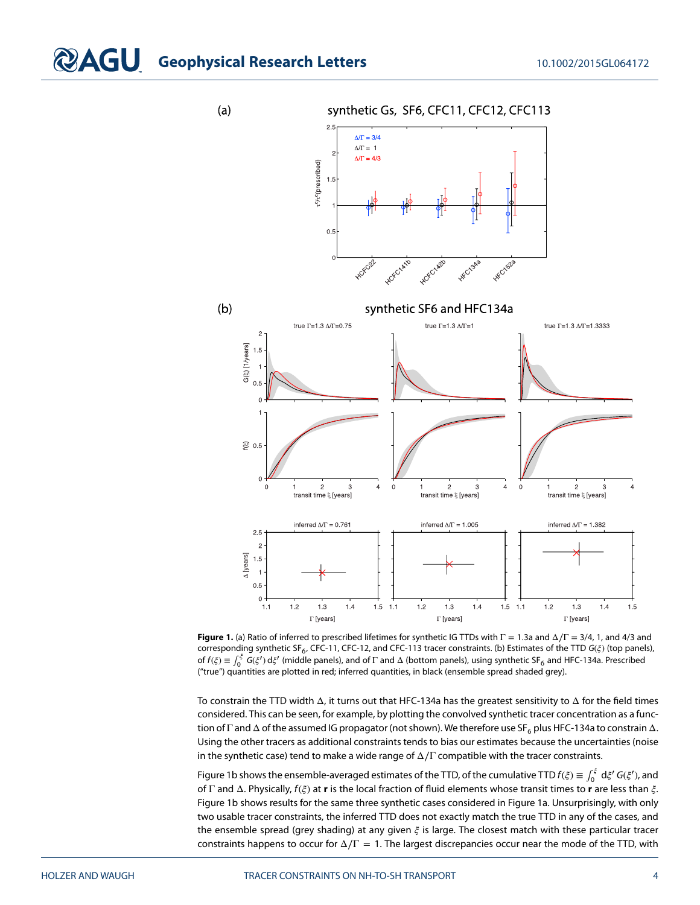**Figure 1.** (a) Ratio of inferred to prescribed lifetimes for synthetic IG TTDs with $\Gamma = 1.3$a and $\Delta/\Gamma = 3/4$, 1, and 4/3 and corresponding synthetic $SF_6$, CFC-11, CFC-12, and CFC-113 tracer constraints. (b) Estimates of the TTD $G(\xi)$ (top panels), of $f(\xi) \equiv \int_0^{\xi} G(\xi')\,d\xi'$ (middle panels), and of $\Gamma$ and $\Delta$ (bottom panels), using synthetic $SF_6$ and HFC-134a. Prescribed ("true") quantities are plotted in red; inferred quantities, in black (ensemble spread shaded grey).

To constrain the TTD width $\Delta$, it turns out that HFC-134a has the greatest sensitivity to $\Delta$ for the field times considered. This can be seen, for example, by plotting the convolved synthetic tracer concentration as a function of $\Gamma$ and $\Delta$ of the assumed IG propagator (not shown). We therefore use $SF_6$ plus HFC-134a to constrain $\Delta$. Using the other tracers as additional constraints tends to bias our estimates because the uncertainties (noise in the synthetic case) tend to make a wide range of $\Delta/\Gamma$ compatible with the tracer constraints.

Figure 1b shows the ensemble-averaged estimates of the TTD, of the cumulative TTD $f(\xi) \equiv \int_0^{\xi} d\xi'\, G(\xi')$, and of $\Gamma$ and $\Delta$. Physically, $f(\xi)$ at $\mathbf{r}$ is the local fraction of fluid elements whose transit times to $\mathbf{r}$ are less than $\xi$. Figure 1b shows results for the same three synthetic cases considered in Figure 1a. Unsurprisingly, with only two usable tracer constraints, the inferred TTD does not exactly match the true TTD in any of the cases, and the ensemble spread (grey shading) at any given $\xi$ is large. The closest match with these particular tracer constraints happens to occur for $\Delta/\Gamma = 1$. The largest discrepancies occur near the mode of the TTD, with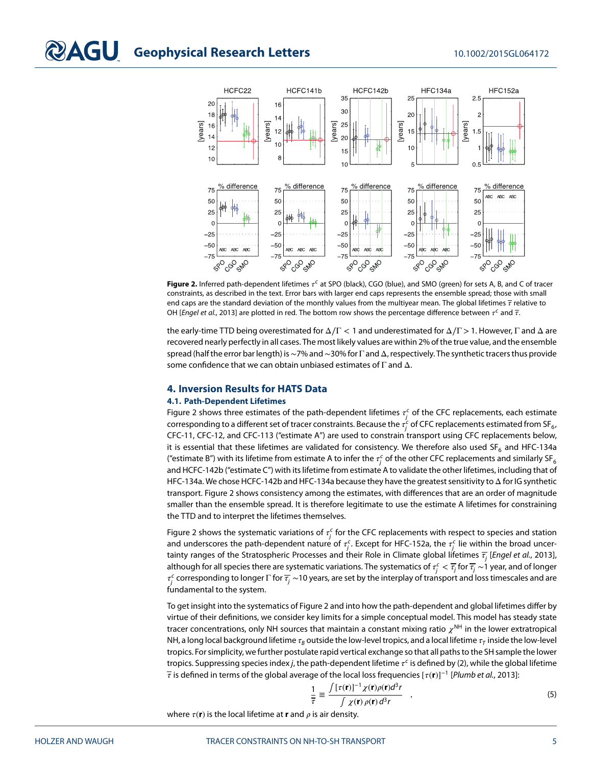**Figure 2.** Inferred path-dependent lifetimes $\tau^c$ at SPO (black), CGO (blue), and SMO (green) for sets A, B, and C of tracer constraints, as described in the text. Error bars with larger end caps represents the ensemble spread; those with small end caps are the standard deviation of the monthly values from the multiyear mean. The global lifetimes $\overline{\tau}$ relative to OH [*Engel et al.*, 2013] are plotted in red. The bottom row shows the percentage difference between $\tau^c$ and $\overline{\tau}$.

the early-time TTD being overestimated for $\Delta/\Gamma < 1$ and underestimated for $\Delta/\Gamma > 1$. However, $\Gamma$ and $\Delta$ are recovered nearly perfectly in all cases. The most likely values are within 2% of the true value, and the ensemble spread (half the error bar length) is ~7% and ~30% for $\Gamma$ and $\Delta$, respectively. The synthetic tracers thus provide some confidence that we can obtain unbiased estimates of $\Gamma$ and $\Delta$.

## 4. Inversion Results for HATS Data

### 4.1. Path-Dependent Lifetimes

Figure 2 shows three estimates of the path-dependent lifetimes $\tau_j^c$ of the CFC replacements, each estimate corresponding to a different set of tracer constraints. Because the $\tau_j^c$ of CFC replacements estimated from $SF_6$, CFC-11, CFC-12, and CFC-113 ("estimate A") are used to constrain transport using CFC replacements below, it is essential that these lifetimes are validated for consistency. We therefore also used $SF_6$ and HFC-134a ("estimate B") with its lifetime from estimate A to infer the $\tau_j^c$ of the other CFC replacements and similarly $SF_6$ and HCFC-142b ("estimate C") with its lifetime from estimate A to validate the other lifetimes, including that of HFC-134a. We chose HCFC-142b and HFC-134a because they have the greatest sensitivity to $\Delta$ for IG synthetic transport. Figure 2 shows consistency among the estimates, with differences that are an order of magnitude smaller than the ensemble spread. It is therefore legitimate to use the estimate A lifetimes for constraining the TTD and to interpret the lifetimes themselves.

Figure 2 shows the systematic variations of $\tau_j^c$ for the CFC replacements with respect to species and station and underscores the path-dependent nature of $\tau_j^c$. Except for HFC-152a, the $\tau_j^c$ lie within the broad uncertainty ranges of the Stratospheric Processes and their Role in Climate global lifetimes $\overline{\tau_j}$ [*Engel et al.*, 2013], although for all species there are systematic variations. The systematics of $\tau_j^c < \overline{\tau_j}$ for $\overline{\tau_j} \sim 1$ year, and of longer $\tau_j^c$ corresponding to longer $\Gamma$ for $\overline{\tau_j} \sim 10$ years, are set by the interplay of transport and loss timescales and are fundamental to the system.

To get insight into the systematics of Figure 2 and into how the path-dependent and global lifetimes differ by virtue of their definitions, we consider key limits for a simple conceptual model. This model has steady state tracer concentrations, only NH sources that maintain a constant mixing ratio $\chi^{NH}$ in the lower extratropical NH, a long local background lifetime $\tau_B$ outside the low-level tropics, and a local lifetime $\tau_T$ inside the low-level tropics. For simplicity, we further postulate rapid vertical exchange so that all paths to the SH sample the lower tropics. Suppressing species index $j$, the path-dependent lifetime $\tau^c$ is defined by (2), while the global lifetime $\overline{\tau}$ is defined in terms of the global average of the local loss frequencies $[\tau(\mathbf{r})]^{-1}$ [*Plumb et al.*, 2013]:

$$\frac{1}{\overline{\tau}} \equiv \frac{\int [\tau(\mathbf{r})]^{-1} \chi(\mathbf{r}) \rho(\mathbf{r}) d^3r}{\int \chi(\mathbf{r})\, \rho(\mathbf{r})\, d^3r} \quad , \tag{5}$$

where $\tau(\mathbf{r})$ is the local lifetime at $\mathbf{r}$ and $\rho$ is air density.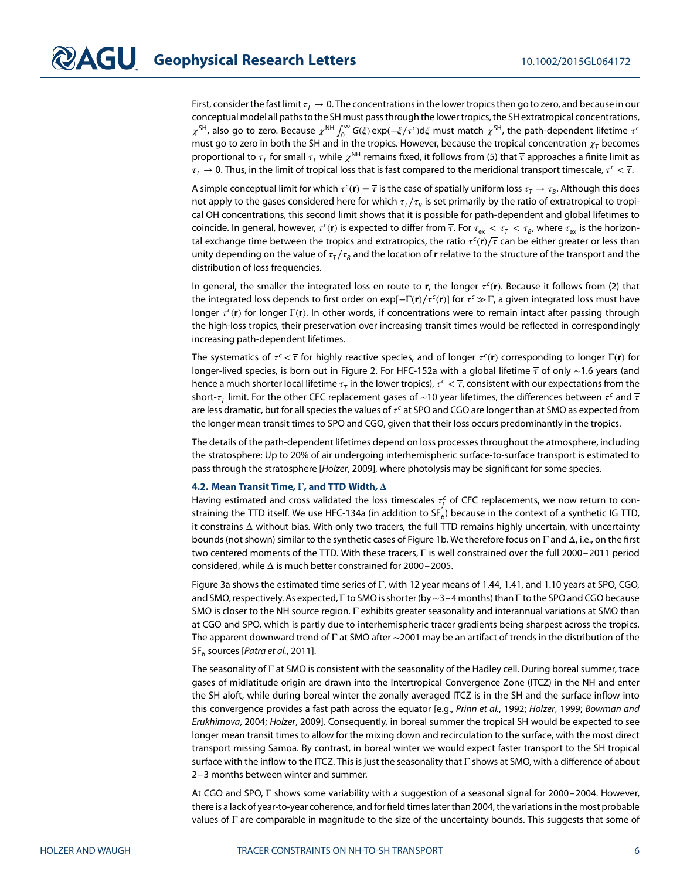First, consider the fast limit $\tau_T \rightarrow 0$. The concentrations in the lower tropics then go to zero, and because in our conceptual model all paths to the SH must pass through the lower tropics, the SH extratropical concentrations, $\chi^{\mathrm{SH}}$, also go to zero. Because $\chi^{\mathrm{NH}} \int_0^\infty G(\xi) \exp(-\xi/\tau^c) \mathrm{d}\xi$ must match $\chi^{\mathrm{SH}}$, the path-dependent lifetime $\tau^c$ must go to zero in both the SH and in the tropics. However, because the tropical concentration $\chi_T$ becomes proportional to $\tau_T$ for small $\tau_T$ while $\chi^{\mathrm{NH}}$ remains fixed, it follows from (5) that $\overline{\tau}$ approaches a finite limit as $\tau_T \rightarrow 0$. Thus, in the limit of tropical loss that is fast compared to the meridional transport timescale, $\tau^c < \overline{\tau}$.

A simple conceptual limit for which $\tau^c(\mathbf{r}) = \overline{\tau}$ is the case of spatially uniform loss $\tau_T \rightarrow \tau_B$. Although this does not apply to the gases considered here for which $\tau_T/\tau_B$ is set primarily by the ratio of extratropical to tropical OH concentrations, this second limit shows that it is possible for path-dependent and global lifetimes to coincide. In general, however, $\tau^c(\mathbf{r})$ is expected to differ from $\overline{\tau}$. For $\tau_{\mathrm{ex}} < \tau_T < \tau_B$, where $\tau_{\mathrm{ex}}$ is the horizontal exchange time between the tropics and extratropics, the ratio $\tau^c(\mathbf{r})/\overline{\tau}$ can be either greater or less than unity depending on the value of $\tau_T/\tau_B$ and the location of $\mathbf{r}$ relative to the structure of the transport and the distribution of loss frequencies.

In general, the smaller the integrated loss en route to $\mathbf{r}$, the longer $\tau^c(\mathbf{r})$. Because it follows from (2) that the integrated loss depends to first order on $\exp[-\Gamma(\mathbf{r})/\tau^c(\mathbf{r})]$ for $\tau^c \gg \Gamma$, a given integrated loss must have longer $\tau^c(\mathbf{r})$ for longer $\Gamma(\mathbf{r})$. In other words, if concentrations were to remain intact after passing through the high-loss tropics, their preservation over increasing transit times would be reflected in correspondingly increasing path-dependent lifetimes.

The systematics of $\tau^c < \overline{\tau}$ for highly reactive species, and of longer $\tau^c(\mathbf{r})$ corresponding to longer $\Gamma(\mathbf{r})$ for longer-lived species, is born out in Figure 2. For HFC-152a with a global lifetime $\overline{\tau}$ of only ~1.6 years (and hence a much shorter local lifetime $\tau_T$ in the lower tropics), $\tau^c < \overline{\tau}$, consistent with our expectations from the short-$\tau_T$ limit. For the other CFC replacement gases of ~10 year lifetimes, the differences between $\tau^c$ and $\overline{\tau}$ are less dramatic, but for all species the values of $\tau^c$ at SPO and CGO are longer than at SMO as expected from the longer mean transit times to SPO and CGO, given that their loss occurs predominantly in the tropics.

The details of the path-dependent lifetimes depend on loss processes throughout the atmosphere, including the stratosphere: Up to 20% of air undergoing interhemispheric surface-to-surface transport is estimated to pass through the stratosphere [*Holzer*, 2009], where photolysis may be significant for some species.

### 4.2. Mean Transit Time, $\Gamma$, and TTD Width, $\Delta$

Having estimated and cross validated the loss timescales $\tau_j^c$ of CFC replacements, we now return to constraining the TTD itself. We use HFC-134a (in addition to $SF_6$) because in the context of a synthetic IG TTD, it constrains $\Delta$ without bias. With only two tracers, the full TTD remains highly uncertain, with uncertainty bounds (not shown) similar to the synthetic cases of Figure 1b. We therefore focus on $\Gamma$ and $\Delta$, i.e., on the first two centered moments of the TTD. With these tracers, $\Gamma$ is well constrained over the full 2000–2011 period considered, while $\Delta$ is much better constrained for 2000–2005.

Figure 3a shows the estimated time series of $\Gamma$, with 12 year means of 1.44, 1.41, and 1.10 years at SPO, CGO, and SMO, respectively. As expected, $\Gamma$ to SMO is shorter (by ~3–4 months) than $\Gamma$ to the SPO and CGO because SMO is closer to the NH source region. $\Gamma$ exhibits greater seasonality and interannual variations at SMO than at CGO and SPO, which is partly due to interhemispheric tracer gradients being sharpest across the tropics. The apparent downward trend of $\Gamma$ at SMO after ~2001 may be an artifact of trends in the distribution of the $SF_6$ sources [*Patra et al.*, 2011].

The seasonality of $\Gamma$ at SMO is consistent with the seasonality of the Hadley cell. During boreal summer, trace gases of midlatitude origin are drawn into the Intertropical Convergence Zone (ITCZ) in the NH and enter the SH aloft, while during boreal winter the zonally averaged ITCZ is in the SH and the surface inflow into this convergence provides a fast path across the equator [e.g., *Prinn et al.*, 1992; *Holzer*, 1999; *Bowman and Erukhimova*, 2004; *Holzer*, 2009]. Consequently, in boreal summer the tropical SH would be expected to see longer mean transit times to allow for the mixing down and recirculation to the surface, with the most direct transport missing Samoa. By contrast, in boreal winter we would expect faster transport to the SH tropical surface with the inflow to the ITCZ. This is just the seasonality that $\Gamma$ shows at SMO, with a difference of about 2–3 months between winter and summer.

At CGO and SPO, $\Gamma$ shows some variability with a suggestion of a seasonal signal for 2000–2004. However, there is a lack of year-to-year coherence, and for field times later than 2004, the variations in the most probable values of $\Gamma$ are comparable in magnitude to the size of the uncertainty bounds. This suggests that some of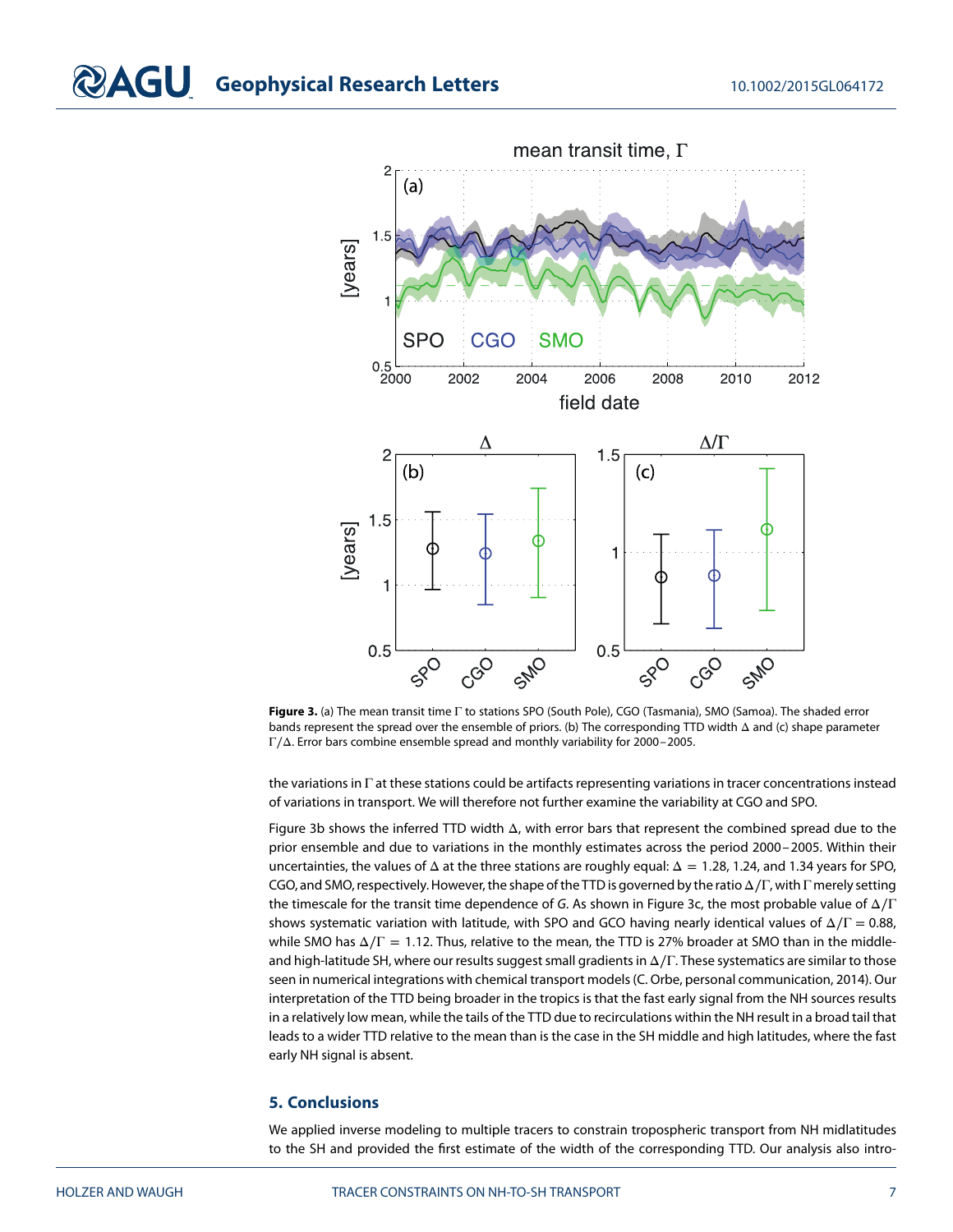**Figure 3.** (a) The mean transit time $\Gamma$ to stations SPO (South Pole), CGO (Tasmania), SMO (Samoa). The shaded error bands represent the spread over the ensemble of priors. (b) The corresponding TTD width $\Delta$ and (c) shape parameter $\Gamma/\Delta$. Error bars combine ensemble spread and monthly variability for 2000–2005.

the variations in $\Gamma$ at these stations could be artifacts representing variations in tracer concentrations instead of variations in transport. We will therefore not further examine the variability at CGO and SPO.

Figure 3b shows the inferred TTD width $\Delta$, with error bars that represent the combined spread due to the prior ensemble and due to variations in the monthly estimates across the period 2000–2005. Within their uncertainties, the values of $\Delta$ at the three stations are roughly equal: $\Delta = 1.28$, 1.24, and 1.34 years for SPO, CGO, and SMO, respectively. However, the shape of the TTD is governed by the ratio $\Delta/\Gamma$, with $\Gamma$ merely setting the timescale for the transit time dependence of $G$. As shown in Figure 3c, the most probable value of $\Delta/\Gamma$ shows systematic variation with latitude, with SPO and GCO having nearly identical values of $\Delta/\Gamma = 0.88$, while SMO has $\Delta/\Gamma = 1.12$. Thus, relative to the mean, the TTD is 27% broader at SMO than in the middle- and high-latitude SH, where our results suggest small gradients in $\Delta/\Gamma$. These systematics are similar to those seen in numerical integrations with chemical transport models (C. Orbe, personal communication, 2014). Our interpretation of the TTD being broader in the tropics is that the fast early signal from the NH sources results in a relatively low mean, while the tails of the TTD due to recirculations within the NH result in a broad tail that leads to a wider TTD relative to the mean than is the case in the SH middle and high latitudes, where the fast early NH signal is absent.

## 5. Conclusions

We applied inverse modeling to multiple tracers to constrain tropospheric transport from NH midlatitudes to the SH and provided the first estimate of the width of the corresponding TTD. Our analysis also intro-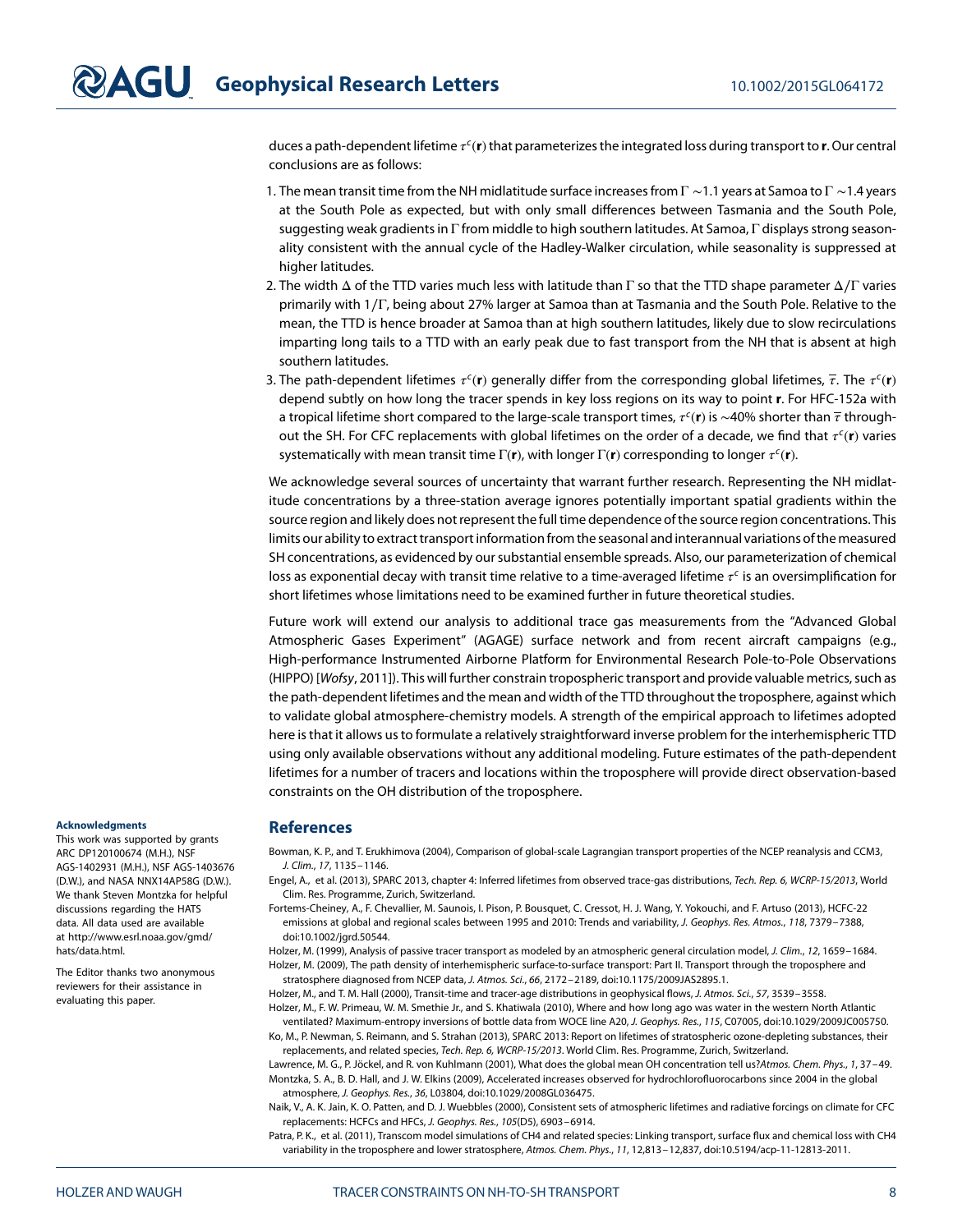duces a path-dependent lifetime $\tau^c(\mathbf{r})$ that parameterizes the integrated loss during transport to $\mathbf{r}$. Our central conclusions are as follows:

1. The mean transit time from the NH midlatitude surface increases from $\Gamma \sim 1.1$ years at Samoa to $\Gamma \sim 1.4$ years at the South Pole as expected, but with only small differences between Tasmania and the South Pole, suggesting weak gradients in $\Gamma$ from middle to high southern latitudes. At Samoa, $\Gamma$ displays strong seasonality consistent with the annual cycle of the Hadley-Walker circulation, while seasonality is suppressed at higher latitudes.
2. The width $\Delta$ of the TTD varies much less with latitude than $\Gamma$ so that the TTD shape parameter $\Delta/\Gamma$ varies primarily with $1/\Gamma$, being about 27% larger at Samoa than at Tasmania and the South Pole. Relative to the mean, the TTD is hence broader at Samoa than at high southern latitudes, likely due to slow recirculations imparting long tails to a TTD with an early peak due to fast transport from the NH that is absent at high southern latitudes.
3. The path-dependent lifetimes $\tau^c(\mathbf{r})$ generally differ from the corresponding global lifetimes, $\overline{\tau}$. The $\tau^c(\mathbf{r})$ depend subtly on how long the tracer spends in key loss regions on its way to point $\mathbf{r}$. For HFC-152a with a tropical lifetime short compared to the large-scale transport times, $\tau^c(\mathbf{r})$ is ~40% shorter than $\overline{\tau}$ throughout the SH. For CFC replacements with global lifetimes on the order of a decade, we find that $\tau^c(\mathbf{r})$ varies systematically with mean transit time $\Gamma(\mathbf{r})$, with longer $\Gamma(\mathbf{r})$ corresponding to longer $\tau^c(\mathbf{r})$.

We acknowledge several sources of uncertainty that warrant further research. Representing the NH midlatitude concentrations by a three-station average ignores potentially important spatial gradients within the source region and likely does not represent the full time dependence of the source region concentrations. This limits our ability to extract transport information from the seasonal and interannual variations of the measured SH concentrations, as evidenced by our substantial ensemble spreads. Also, our parameterization of chemical loss as exponential decay with transit time relative to a time-averaged lifetime $\tau^c$ is an oversimplification for short lifetimes whose limitations need to be examined further in future theoretical studies.

Future work will extend our analysis to additional trace gas measurements from the "Advanced Global Atmospheric Gases Experiment" (AGAGE) surface network and from recent aircraft campaigns (e.g., High-performance Instrumented Airborne Platform for Environmental Research Pole-to-Pole Observations (HIPPO) [*Wofsy*, 2011]). This will further constrain tropospheric transport and provide valuable metrics, such as the path-dependent lifetimes and the mean and width of the TTD throughout the troposphere, against which to validate global atmosphere-chemistry models. A strength of the empirical approach to lifetimes adopted here is that it allows us to formulate a relatively straightforward inverse problem for the interhemispheric TTD using only available observations without any additional modeling. Future estimates of the path-dependent lifetimes for a number of tracers and locations within the troposphere will provide direct observation-based constraints on the OH distribution of the troposphere.

#### Acknowledgments

This work was supported by grants ARC DP120100674 (M.H.), NSF AGS-1402931 (M.H.), NSF AGS-1403676 (D.W.), and NASA NNX14AP58G (D.W.). We thank Steven Montzka for helpful discussions regarding the HATS data. All data used are available at http://www.esrl.noaa.gov/gmd/hats/data.html.

The Editor thanks two anonymous reviewers for their assistance in evaluating this paper.

## References

Bowman, K. P., and T. Erukhimova (2004), Comparison of global-scale Lagrangian transport properties of the NCEP reanalysis and CCM3, *J. Clim.*, *17*, 1135–1146.

Engel, A., et al. (2013), SPARC 2013, chapter 4: Inferred lifetimes from observed trace-gas distributions, *Tech. Rep. 6, WCRP-15/2013*, World Clim. Res. Programme, Zurich, Switzerland.

Fortems-Cheiney, A., F. Chevallier, M. Saunois, I. Pison, P. Bousquet, C. Cressot, H. J. Wang, Y. Yokouchi, and F. Artuso (2013), HCFC-22 emissions at global and regional scales between 1995 and 2010: Trends and variability, *J. Geophys. Res. Atmos.*, *118*, 7379–7388, doi:10.1002/jgrd.50544.

Holzer, M. (1999), Analysis of passive tracer transport as modeled by an atmospheric general circulation model, *J. Clim.*, *12*, 1659–1684.

Holzer, M. (2009), The path density of interhemispheric surface-to-surface transport: Part II. Transport through the troposphere and stratosphere diagnosed from NCEP data, *J. Atmos. Sci.*, *66*, 2172–2189, doi:10.1175/2009JAS2895.1.

Holzer, M., and T. M. Hall (2000), Transit-time and tracer-age distributions in geophysical flows, *J. Atmos. Sci.*, *57*, 3539–3558.

Holzer, M., F. W. Primeau, W. M. Smethie Jr., and S. Khatiwala (2010), Where and how long ago was water in the western North Atlantic ventilated? Maximum-entropy inversions of bottle data from WOCE line A20, *J. Geophys. Res.*, *115*, C07005, doi:10.1029/2009JC005750.

Ko, M., P. Newman, S. Reimann, and S. Strahan (2013), SPARC 2013: Report on lifetimes of stratospheric ozone-depleting substances, their replacements, and related species, *Tech. Rep. 6, WCRP-15/2013*. World Clim. Res. Programme, Zurich, Switzerland.

Lawrence, M. G., P. Jöckel, and R. von Kuhlmann (2001), What does the global mean OH concentration tell us?*Atmos. Chem. Phys.*, *1*, 37–49.

Montzka, S. A., B. D. Hall, and J. W. Elkins (2009), Accelerated increases observed for hydrochlorofluorocarbons since 2004 in the global atmosphere, *J. Geophys. Res.*, *36*, L03804, doi:10.1029/2008GL036475.

Naik, V., A. K. Jain, K. O. Patten, and D. J. Wuebbles (2000), Consistent sets of atmospheric lifetimes and radiative forcings on climate for CFC replacements: HCFCs and HFCs, *J. Geophys. Res.*, *105*(D5), 6903–6914.

Patra, P. K., et al. (2011), Transcom model simulations of CH4 and related species: Linking transport, surface flux and chemical loss with CH4 variability in the troposphere and lower stratosphere, *Atmos. Chem. Phys.*, *11*, 12,813–12,837, doi:10.5194/acp-11-12813-2011.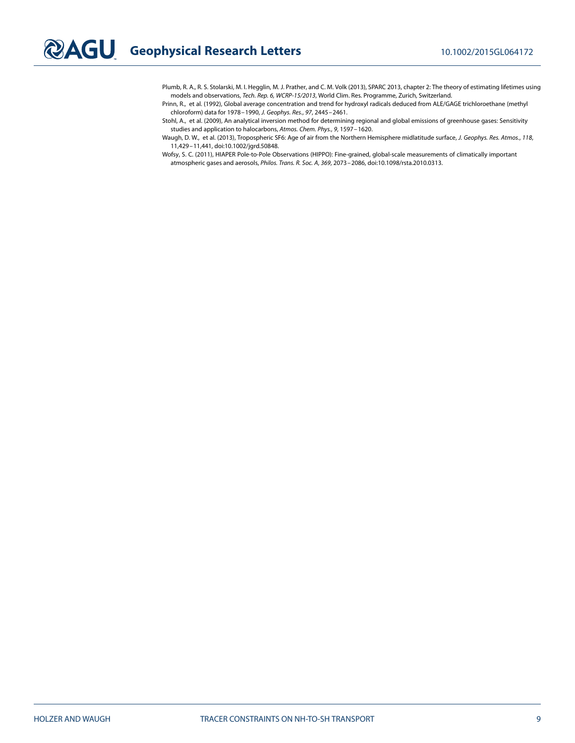Plumb, R. A., R. S. Stolarski, M. I. Hegglin, M. J. Prather, and C. M. Volk (2013), SPARC 2013, chapter 2: The theory of estimating lifetimes using models and observations, *Tech. Rep. 6, WCRP-15/2013*, World Clim. Res. Programme, Zurich, Switzerland.

Prinn, R., et al. (1992), Global average concentration and trend for hydroxyl radicals deduced from ALE/GAGE trichloroethane (methyl chloroform) data for 1978–1990, *J. Geophys. Res.*, *97*, 2445–2461.

Stohl, A., et al. (2009), An analytical inversion method for determining regional and global emissions of greenhouse gases: Sensitivity studies and application to halocarbons, *Atmos. Chem. Phys.*, *9*, 1597–1620.

Waugh, D. W., et al. (2013), Tropospheric SF6: Age of air from the Northern Hemisphere midlatitude surface, *J. Geophys. Res. Atmos.*, *118*, 11,429–11,441, doi:10.1002/jgrd.50848.

Wofsy, S. C. (2011), HIAPER Pole-to-Pole Observations (HIPPO): Fine-grained, global-scale measurements of climatically important atmospheric gases and aerosols, *Philos. Trans. R. Soc. A*, *369*, 2073–2086, doi:10.1098/rsta.2010.0313.